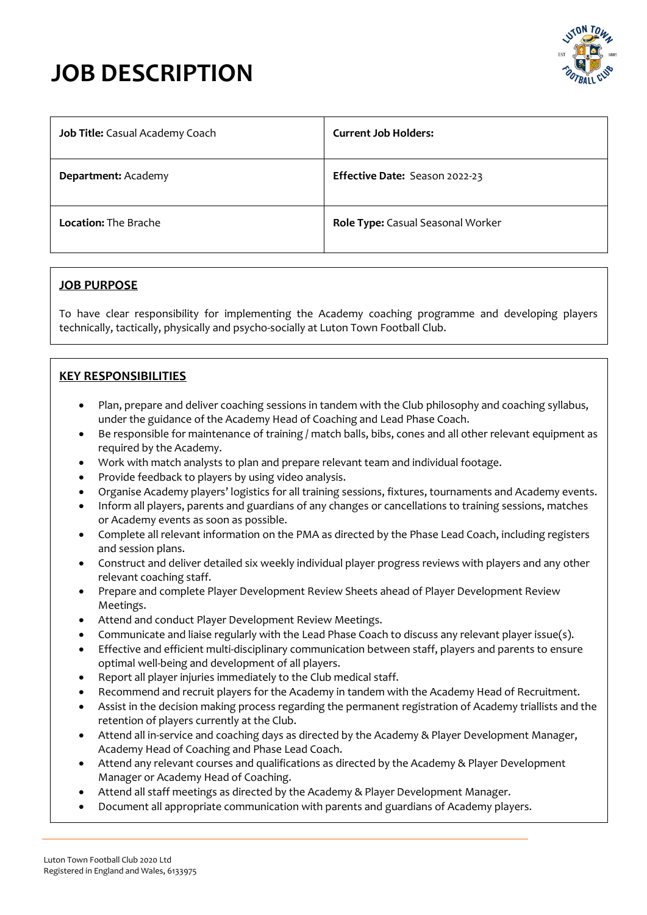# JOB DESCRIPTION

| **Job Title:** Casual Academy Coach | **Current Job Holders:** |
|---|---|
| **Department:** Academy | **Effective Date:** Season 2022-23 |
| **Location:** The Brache | **Role Type:** Casual Seasonal Worker |

## JOB PURPOSE

To have clear responsibility for implementing the Academy coaching programme and developing players technically, tactically, physically and psycho-socially at Luton Town Football Club.

## KEY RESPONSIBILITIES

- Plan, prepare and deliver coaching sessions in tandem with the Club philosophy and coaching syllabus, under the guidance of the Academy Head of Coaching and Lead Phase Coach.
- Be responsible for maintenance of training / match balls, bibs, cones and all other relevant equipment as required by the Academy.
- Work with match analysts to plan and prepare relevant team and individual footage.
- Provide feedback to players by using video analysis.
- Organise Academy players' logistics for all training sessions, fixtures, tournaments and Academy events.
- Inform all players, parents and guardians of any changes or cancellations to training sessions, matches or Academy events as soon as possible.
- Complete all relevant information on the PMA as directed by the Phase Lead Coach, including registers and session plans.
- Construct and deliver detailed six weekly individual player progress reviews with players and any other relevant coaching staff.
- Prepare and complete Player Development Review Sheets ahead of Player Development Review Meetings.
- Attend and conduct Player Development Review Meetings.
- Communicate and liaise regularly with the Lead Phase Coach to discuss any relevant player issue(s).
- Effective and efficient multi-disciplinary communication between staff, players and parents to ensure optimal well-being and development of all players.
- Report all player injuries immediately to the Club medical staff.
- Recommend and recruit players for the Academy in tandem with the Academy Head of Recruitment.
- Assist in the decision making process regarding the permanent registration of Academy triallists and the retention of players currently at the Club.
- Attend all in-service and coaching days as directed by the Academy & Player Development Manager, Academy Head of Coaching and Phase Lead Coach.
- Attend any relevant courses and qualifications as directed by the Academy & Player Development Manager or Academy Head of Coaching.
- Attend all staff meetings as directed by the Academy & Player Development Manager.
- Document all appropriate communication with parents and guardians of Academy players.

Luton Town Football Club 2020 Ltd
Registered in England and Wales, 6133975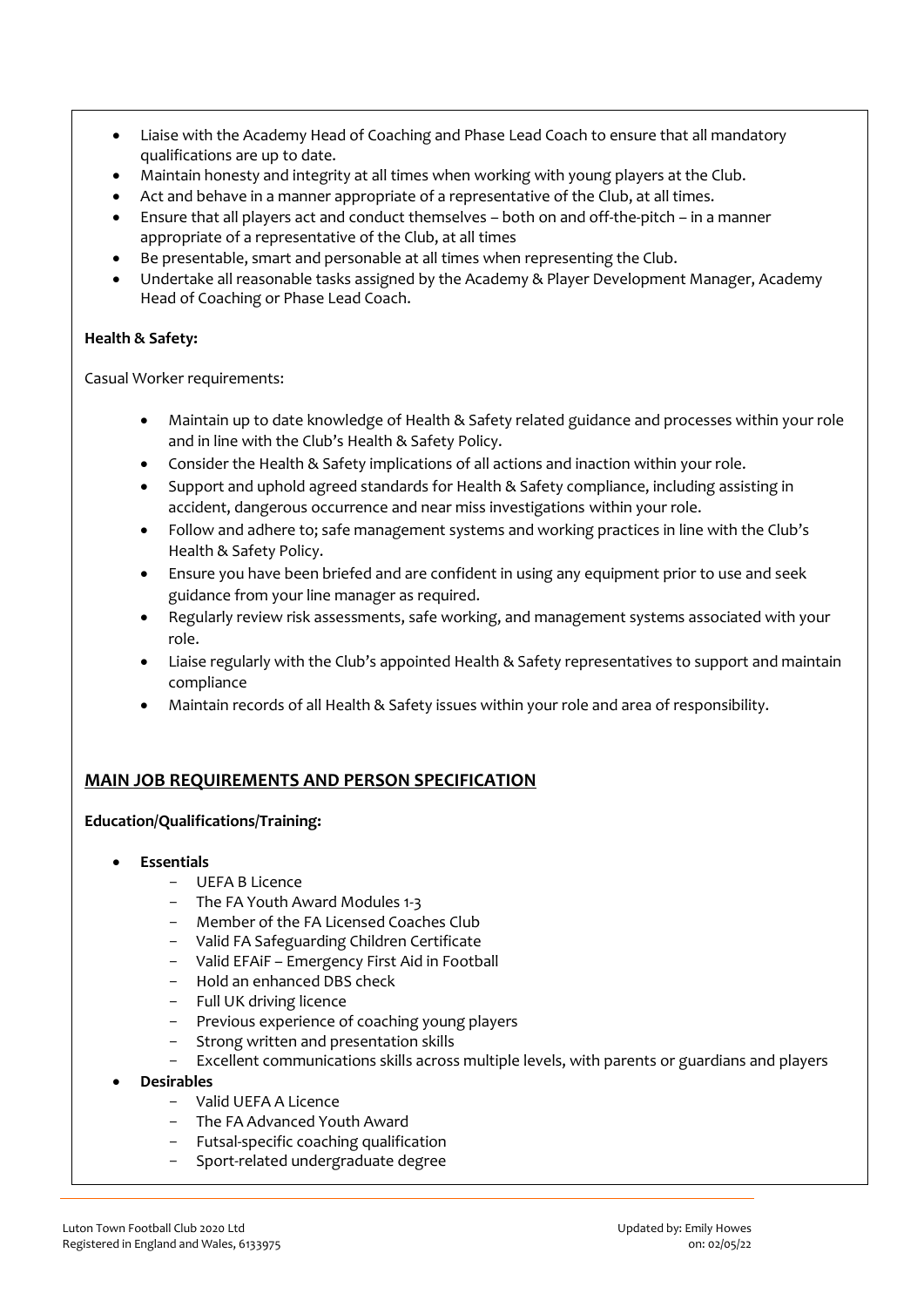- Liaise with the Academy Head of Coaching and Phase Lead Coach to ensure that all mandatory qualifications are up to date.
- Maintain honesty and integrity at all times when working with young players at the Club.
- Act and behave in a manner appropriate of a representative of the Club, at all times.
- Ensure that all players act and conduct themselves – both on and off-the-pitch – in a manner appropriate of a representative of the Club, at all times
- Be presentable, smart and personable at all times when representing the Club.
- Undertake all reasonable tasks assigned by the Academy & Player Development Manager, Academy Head of Coaching or Phase Lead Coach.

**Health & Safety:**

Casual Worker requirements:

- Maintain up to date knowledge of Health & Safety related guidance and processes within your role and in line with the Club's Health & Safety Policy.
- Consider the Health & Safety implications of all actions and inaction within your role.
- Support and uphold agreed standards for Health & Safety compliance, including assisting in accident, dangerous occurrence and near miss investigations within your role.
- Follow and adhere to; safe management systems and working practices in line with the Club's Health & Safety Policy.
- Ensure you have been briefed and are confident in using any equipment prior to use and seek guidance from your line manager as required.
- Regularly review risk assessments, safe working, and management systems associated with your role.
- Liaise regularly with the Club's appointed Health & Safety representatives to support and maintain compliance
- Maintain records of all Health & Safety issues within your role and area of responsibility.

## MAIN JOB REQUIREMENTS AND PERSON SPECIFICATION

**Education/Qualifications/Training:**

- **Essentials**
  - UEFA B Licence
  - The FA Youth Award Modules 1-3
  - Member of the FA Licensed Coaches Club
  - Valid FA Safeguarding Children Certificate
  - Valid EFAiF – Emergency First Aid in Football
  - Hold an enhanced DBS check
  - Full UK driving licence
  - Previous experience of coaching young players
  - Strong written and presentation skills
  - Excellent communications skills across multiple levels, with parents or guardians and players
- **Desirables**
  - Valid UEFA A Licence
  - The FA Advanced Youth Award
  - Futsal-specific coaching qualification
  - Sport-related undergraduate degree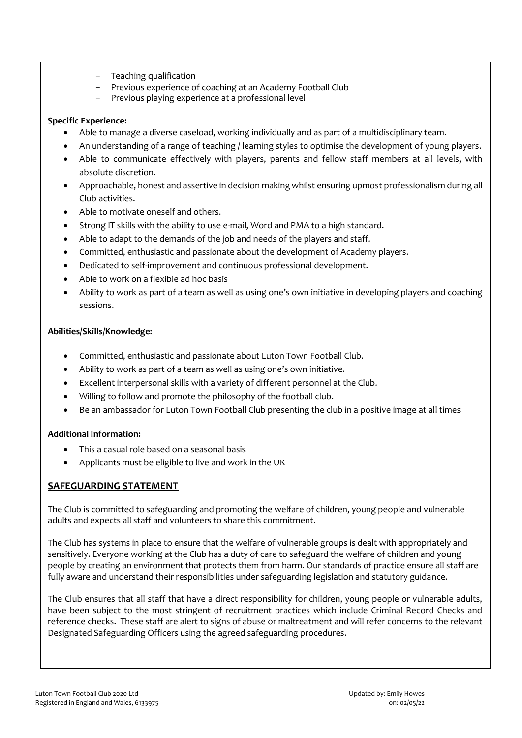- Teaching qualification
- Previous experience of coaching at an Academy Football Club
- Previous playing experience at a professional level

**Specific Experience:**

- Able to manage a diverse caseload, working individually and as part of a multidisciplinary team.
- An understanding of a range of teaching / learning styles to optimise the development of young players.
- Able to communicate effectively with players, parents and fellow staff members at all levels, with absolute discretion.
- Approachable, honest and assertive in decision making whilst ensuring upmost professionalism during all Club activities.
- Able to motivate oneself and others.
- Strong IT skills with the ability to use e-mail, Word and PMA to a high standard.
- Able to adapt to the demands of the job and needs of the players and staff.
- Committed, enthusiastic and passionate about the development of Academy players.
- Dedicated to self-improvement and continuous professional development.
- Able to work on a flexible ad hoc basis
- Ability to work as part of a team as well as using one's own initiative in developing players and coaching sessions.

**Abilities/Skills/Knowledge:**

- Committed, enthusiastic and passionate about Luton Town Football Club.
- Ability to work as part of a team as well as using one's own initiative.
- Excellent interpersonal skills with a variety of different personnel at the Club.
- Willing to follow and promote the philosophy of the football club.
- Be an ambassador for Luton Town Football Club presenting the club in a positive image at all times

**Additional Information:**

- This a casual role based on a seasonal basis
- Applicants must be eligible to live and work in the UK

## SAFEGUARDING STATEMENT

The Club is committed to safeguarding and promoting the welfare of children, young people and vulnerable adults and expects all staff and volunteers to share this commitment.

The Club has systems in place to ensure that the welfare of vulnerable groups is dealt with appropriately and sensitively. Everyone working at the Club has a duty of care to safeguard the welfare of children and young people by creating an environment that protects them from harm. Our standards of practice ensure all staff are fully aware and understand their responsibilities under safeguarding legislation and statutory guidance.

The Club ensures that all staff that have a direct responsibility for children, young people or vulnerable adults, have been subject to the most stringent of recruitment practices which include Criminal Record Checks and reference checks. These staff are alert to signs of abuse or maltreatment and will refer concerns to the relevant Designated Safeguarding Officers using the agreed safeguarding procedures.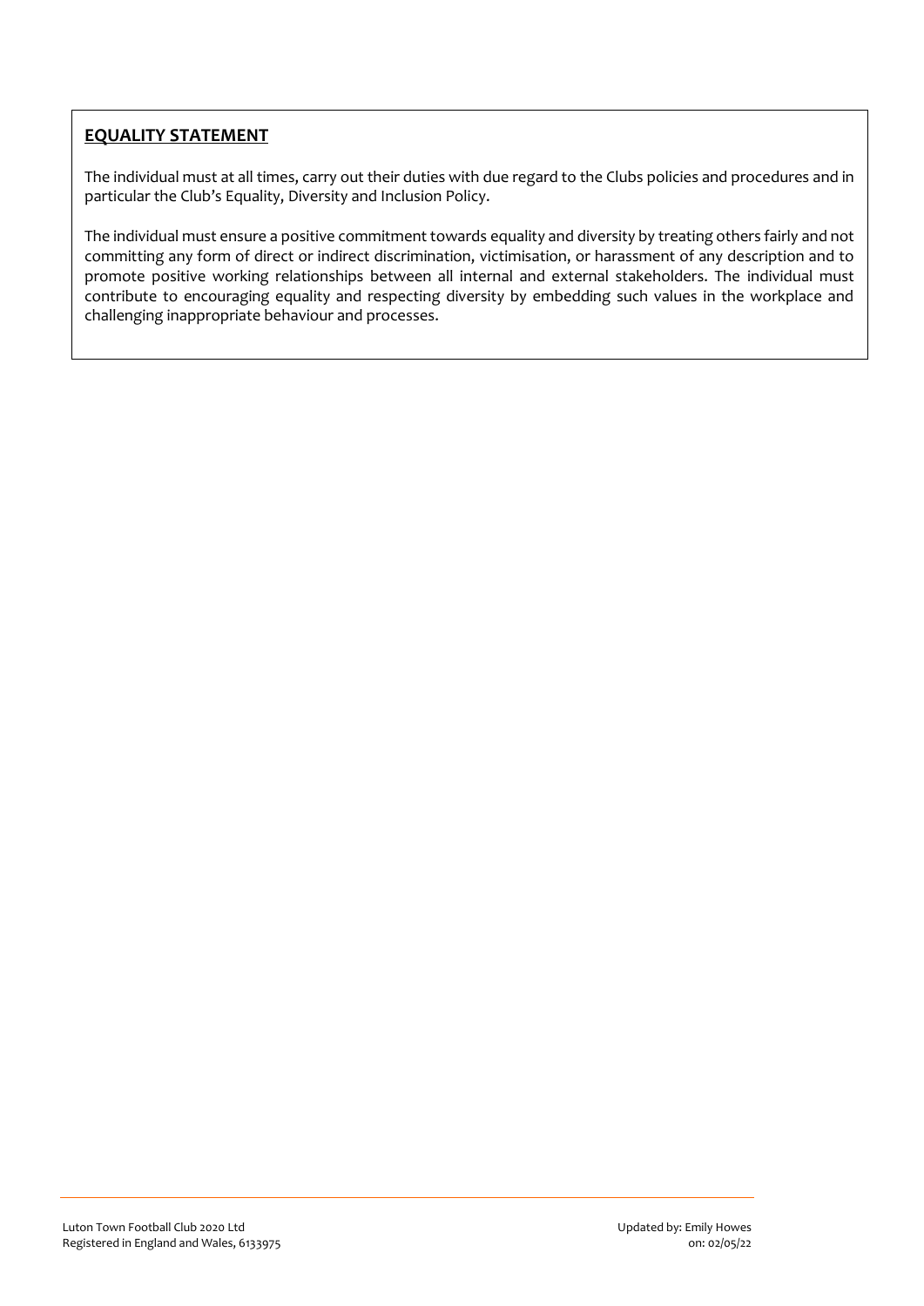## EQUALITY STATEMENT

The individual must at all times, carry out their duties with due regard to the Clubs policies and procedures and in particular the Club's Equality, Diversity and Inclusion Policy.

The individual must ensure a positive commitment towards equality and diversity by treating others fairly and not committing any form of direct or indirect discrimination, victimisation, or harassment of any description and to promote positive working relationships between all internal and external stakeholders. The individual must contribute to encouraging equality and respecting diversity by embedding such values in the workplace and challenging inappropriate behaviour and processes.